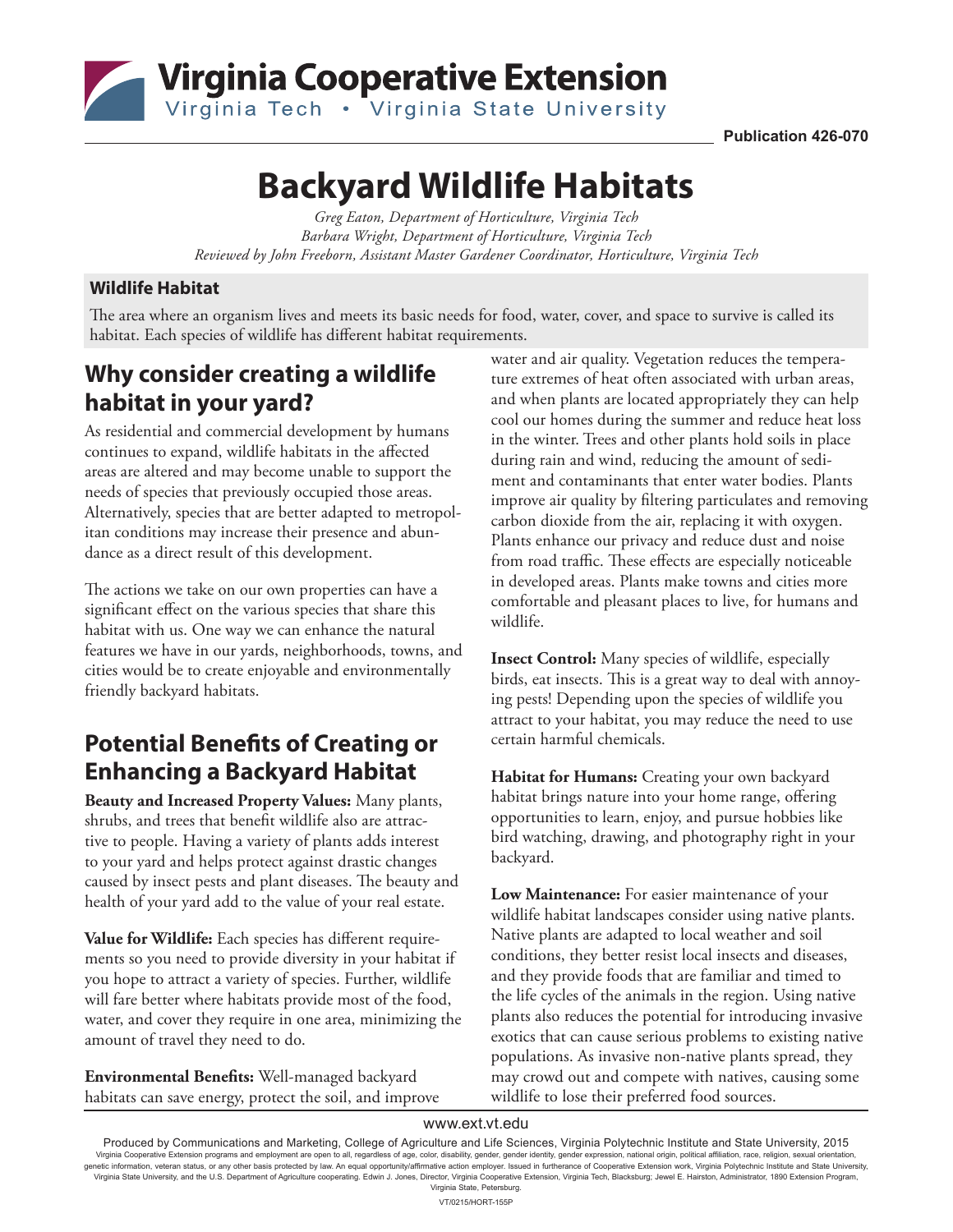**Virginia Cooperative Extension**
Virginia Tech • Virginia State University

**Publication 426-070**

# Backyard Wildlife Habitats

*Greg Eaton, Department of Horticulture, Virginia Tech*
*Barbara Wright, Department of Horticulture, Virginia Tech*
*Reviewed by John Freeborn, Assistant Master Gardener Coordinator, Horticulture, Virginia Tech*

### Wildlife Habitat

The area where an organism lives and meets its basic needs for food, water, cover, and space to survive is called its habitat. Each species of wildlife has different habitat requirements.

## Why consider creating a wildlife habitat in your yard?

As residential and commercial development by humans continues to expand, wildlife habitats in the affected areas are altered and may become unable to support the needs of species that previously occupied those areas. Alternatively, species that are better adapted to metropolitan conditions may increase their presence and abundance as a direct result of this development.

The actions we take on our own properties can have a significant effect on the various species that share this habitat with us. One way we can enhance the natural features we have in our yards, neighborhoods, towns, and cities would be to create enjoyable and environmentally friendly backyard habitats.

## Potential Benefits of Creating or Enhancing a Backyard Habitat

**Beauty and Increased Property Values:** Many plants, shrubs, and trees that benefit wildlife also are attractive to people. Having a variety of plants adds interest to your yard and helps protect against drastic changes caused by insect pests and plant diseases. The beauty and health of your yard add to the value of your real estate.

**Value for Wildlife:** Each species has different requirements so you need to provide diversity in your habitat if you hope to attract a variety of species. Further, wildlife will fare better where habitats provide most of the food, water, and cover they require in one area, minimizing the amount of travel they need to do.

**Environmental Benefits:** Well-managed backyard habitats can save energy, protect the soil, and improve water and air quality. Vegetation reduces the temperature extremes of heat often associated with urban areas, and when plants are located appropriately they can help cool our homes during the summer and reduce heat loss in the winter. Trees and other plants hold soils in place during rain and wind, reducing the amount of sediment and contaminants that enter water bodies. Plants improve air quality by filtering particulates and removing carbon dioxide from the air, replacing it with oxygen. Plants enhance our privacy and reduce dust and noise from road traffic. These effects are especially noticeable in developed areas. Plants make towns and cities more comfortable and pleasant places to live, for humans and wildlife.

**Insect Control:** Many species of wildlife, especially birds, eat insects. This is a great way to deal with annoying pests! Depending upon the species of wildlife you attract to your habitat, you may reduce the need to use certain harmful chemicals.

**Habitat for Humans:** Creating your own backyard habitat brings nature into your home range, offering opportunities to learn, enjoy, and pursue hobbies like bird watching, drawing, and photography right in your backyard.

**Low Maintenance:** For easier maintenance of your wildlife habitat landscapes consider using native plants. Native plants are adapted to local weather and soil conditions, they better resist local insects and diseases, and they provide foods that are familiar and timed to the life cycles of the animals in the region. Using native plants also reduces the potential for introducing invasive exotics that can cause serious problems to existing native populations. As invasive non-native plants spread, they may crowd out and compete with natives, causing some wildlife to lose their preferred food sources.

www.ext.vt.edu

Produced by Communications and Marketing, College of Agriculture and Life Sciences, Virginia Polytechnic Institute and State University, 2015
Virginia Cooperative Extension programs and employment are open to all, regardless of age, color, disability, gender, gender identity, gender expression, national origin, political affiliation, race, religion, sexual orientation, genetic information, veteran status, or any other basis protected by law. An equal opportunity/affirmative action employer. Issued in furtherance of Cooperative Extension work, Virginia Polytechnic Institute and State University, Virginia State University, and the U.S. Department of Agriculture cooperating. Edwin J. Jones, Director, Virginia Cooperative Extension, Virginia Tech, Blacksburg; Jewel E. Hairston, Administrator, 1890 Extension Program, Virginia State, Petersburg.

VT/0215/HORT-155P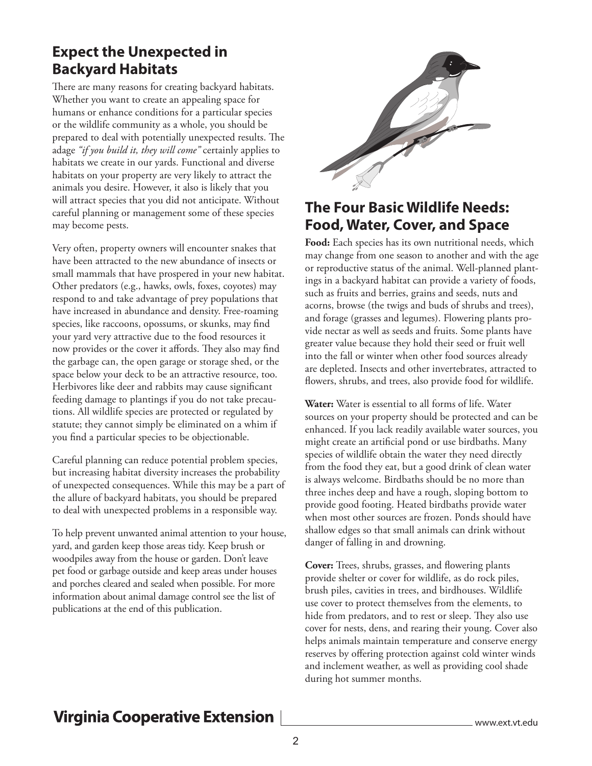## Expect the Unexpected in Backyard Habitats

There are many reasons for creating backyard habitats. Whether you want to create an appealing space for humans or enhance conditions for a particular species or the wildlife community as a whole, you should be prepared to deal with potentially unexpected results. The adage *"if you build it, they will come"* certainly applies to habitats we create in our yards. Functional and diverse habitats on your property are very likely to attract the animals you desire. However, it also is likely that you will attract species that you did not anticipate. Without careful planning or management some of these species may become pests.

Very often, property owners will encounter snakes that have been attracted to the new abundance of insects or small mammals that have prospered in your new habitat. Other predators (e.g., hawks, owls, foxes, coyotes) may respond to and take advantage of prey populations that have increased in abundance and density. Free-roaming species, like raccoons, opossums, or skunks, may find your yard very attractive due to the food resources it now provides or the cover it affords. They also may find the garbage can, the open garage or storage shed, or the space below your deck to be an attractive resource, too. Herbivores like deer and rabbits may cause significant feeding damage to plantings if you do not take precautions. All wildlife species are protected or regulated by statute; they cannot simply be eliminated on a whim if you find a particular species to be objectionable.

Careful planning can reduce potential problem species, but increasing habitat diversity increases the probability of unexpected consequences. While this may be a part of the allure of backyard habitats, you should be prepared to deal with unexpected problems in a responsible way.

To help prevent unwanted animal attention to your house, yard, and garden keep those areas tidy. Keep brush or woodpiles away from the house or garden. Don't leave pet food or garbage outside and keep areas under houses and porches cleared and sealed when possible. For more information about animal damage control see the list of publications at the end of this publication.

## The Four Basic Wildlife Needs: Food, Water, Cover, and Space

**Food:** Each species has its own nutritional needs, which may change from one season to another and with the age or reproductive status of the animal. Well-planned plantings in a backyard habitat can provide a variety of foods, such as fruits and berries, grains and seeds, nuts and acorns, browse (the twigs and buds of shrubs and trees), and forage (grasses and legumes). Flowering plants provide nectar as well as seeds and fruits. Some plants have greater value because they hold their seed or fruit well into the fall or winter when other food sources already are depleted. Insects and other invertebrates, attracted to flowers, shrubs, and trees, also provide food for wildlife.

**Water:** Water is essential to all forms of life. Water sources on your property should be protected and can be enhanced. If you lack readily available water sources, you might create an artificial pond or use birdbaths. Many species of wildlife obtain the water they need directly from the food they eat, but a good drink of clean water is always welcome. Birdbaths should be no more than three inches deep and have a rough, sloping bottom to provide good footing. Heated birdbaths provide water when most other sources are frozen. Ponds should have shallow edges so that small animals can drink without danger of falling in and drowning.

**Cover:** Trees, shrubs, grasses, and flowering plants provide shelter or cover for wildlife, as do rock piles, brush piles, cavities in trees, and birdhouses. Wildlife use cover to protect themselves from the elements, to hide from predators, and to rest or sleep. They also use cover for nests, dens, and rearing their young. Cover also helps animals maintain temperature and conserve energy reserves by offering protection against cold winter winds and inclement weather, as well as providing cool shade during hot summer months.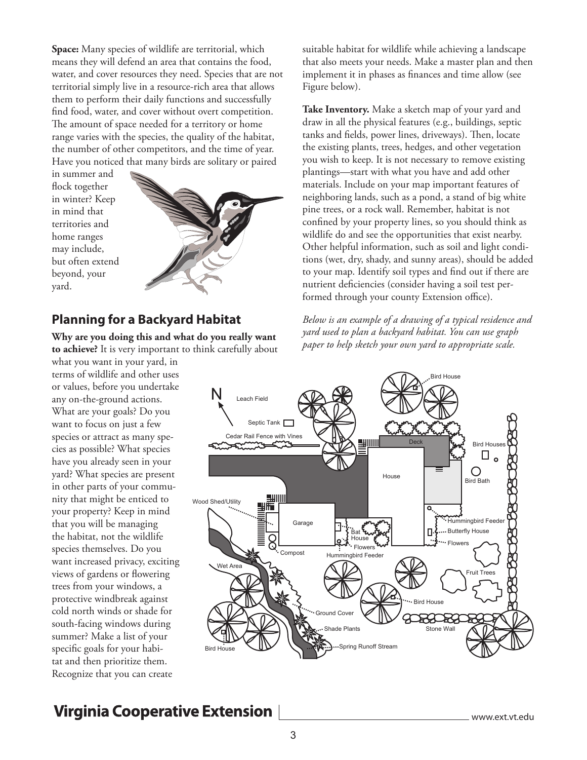**Space:** Many species of wildlife are territorial, which means they will defend an area that contains the food, water, and cover resources they need. Species that are not territorial simply live in a resource-rich area that allows them to perform their daily functions and successfully find food, water, and cover without overt competition. The amount of space needed for a territory or home range varies with the species, the quality of the habitat, the number of other competitors, and the time of year. Have you noticed that many birds are solitary or paired in summer and flock together in winter? Keep in mind that territories and home ranges may include, but often extend beyond, your yard.

## Planning for a Backyard Habitat

**Why are you doing this and what do you really want to achieve?** It is very important to think carefully about what you want in your yard, in terms of wildlife and other uses or values, before you undertake any on-the-ground actions. What are your goals? Do you want to focus on just a few species or attract as many species as possible? What species have you already seen in your yard? What species are present in other parts of your community that might be enticed to your property? Keep in mind that you will be managing the habitat, not the wildlife species themselves. Do you want increased privacy, exciting views of gardens or flowering trees from your windows, a protective windbreak against cold north winds or shade for south-facing windows during summer? Make a list of your specific goals for your habitat and then prioritize them. Recognize that you can create suitable habitat for wildlife while achieving a landscape that also meets your needs. Make a master plan and then implement it in phases as finances and time allow (see Figure below).

**Take Inventory.** Make a sketch map of your yard and draw in all the physical features (e.g., buildings, septic tanks and fields, power lines, driveways). Then, locate the existing plants, trees, hedges, and other vegetation you wish to keep. It is not necessary to remove existing plantings—start with what you have and add other materials. Include on your map important features of neighboring lands, such as a pond, a stand of big white pine trees, or a rock wall. Remember, habitat is not confined by your property lines, so you should think as wildlife do and see the opportunities that exist nearby. Other helpful information, such as soil and light conditions (wet, dry, shady, and sunny areas), should be added to your map. Identify soil types and find out if there are nutrient deficiencies (consider having a soil test performed through your county Extension office).

*Below is an example of a drawing of a typical residence and yard used to plan a backyard habitat. You can use graph paper to help sketch your own yard to appropriate scale.*

N, Leach Field, Septic Tank, Cedar Rail Fence with Vines, Deck, House, Bird House, Bird Houses, Bird Bath, Wood Shed/Utility, Garage, Bat House, Flowers, Compost, Hummingbird Feeder, Butterfly House, Wet Area, Fruit Trees, Ground Cover, Shade Plants, Stone Wall, Spring Runoff Stream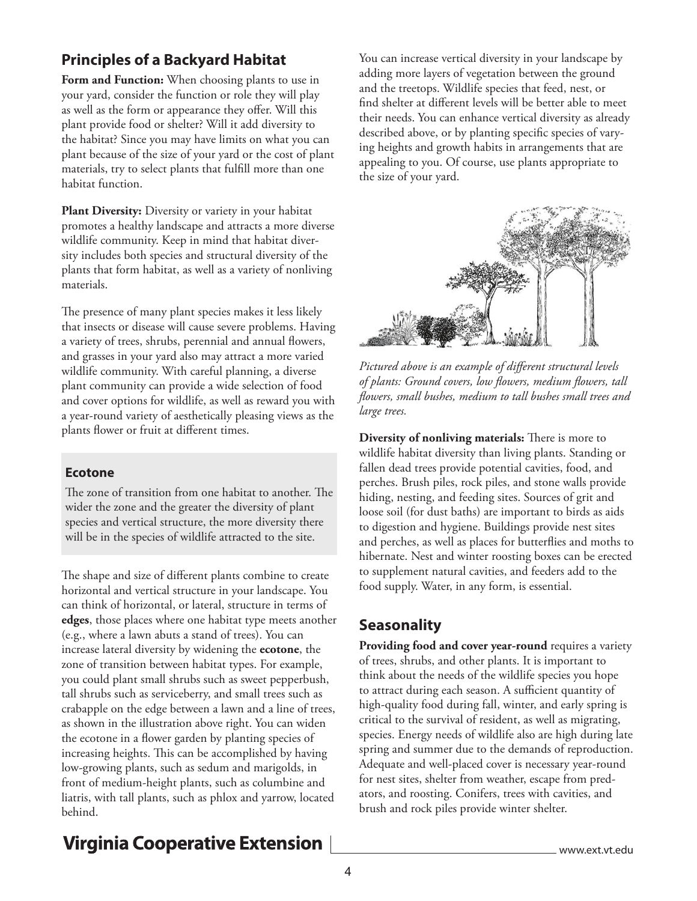## Principles of a Backyard Habitat

**Form and Function:** When choosing plants to use in your yard, consider the function or role they will play as well as the form or appearance they offer. Will this plant provide food or shelter? Will it add diversity to the habitat? Since you may have limits on what you can plant because of the size of your yard or the cost of plant materials, try to select plants that fulfill more than one habitat function.

**Plant Diversity:** Diversity or variety in your habitat promotes a healthy landscape and attracts a more diverse wildlife community. Keep in mind that habitat diversity includes both species and structural diversity of the plants that form habitat, as well as a variety of nonliving materials.

The presence of many plant species makes it less likely that insects or disease will cause severe problems. Having a variety of trees, shrubs, perennial and annual flowers, and grasses in your yard also may attract a more varied wildlife community. With careful planning, a diverse plant community can provide a wide selection of food and cover options for wildlife, as well as reward you with a year-round variety of aesthetically pleasing views as the plants flower or fruit at different times.

### Ecotone

The zone of transition from one habitat to another. The wider the zone and the greater the diversity of plant species and vertical structure, the more diversity there will be in the species of wildlife attracted to the site.

The shape and size of different plants combine to create horizontal and vertical structure in your landscape. You can think of horizontal, or lateral, structure in terms of **edges**, those places where one habitat type meets another (e.g., where a lawn abuts a stand of trees). You can increase lateral diversity by widening the **ecotone**, the zone of transition between habitat types. For example, you could plant small shrubs such as sweet pepperbush, tall shrubs such as serviceberry, and small trees such as crabapple on the edge between a lawn and a line of trees, as shown in the illustration above right. You can widen the ecotone in a flower garden by planting species of increasing heights. This can be accomplished by having low-growing plants, such as sedum and marigolds, in front of medium-height plants, such as columbine and liatris, with tall plants, such as phlox and yarrow, located behind.

You can increase vertical diversity in your landscape by adding more layers of vegetation between the ground and the treetops. Wildlife species that feed, nest, or find shelter at different levels will be better able to meet their needs. You can enhance vertical diversity as already described above, or by planting specific species of varying heights and growth habits in arrangements that are appealing to you. Of course, use plants appropriate to the size of your yard.

*Pictured above is an example of different structural levels of plants: Ground covers, low flowers, medium flowers, tall flowers, small bushes, medium to tall bushes small trees and large trees.*

**Diversity of nonliving materials:** There is more to wildlife habitat diversity than living plants. Standing or fallen dead trees provide potential cavities, food, and perches. Brush piles, rock piles, and stone walls provide hiding, nesting, and feeding sites. Sources of grit and loose soil (for dust baths) are important to birds as aids to digestion and hygiene. Buildings provide nest sites and perches, as well as places for butterflies and moths to hibernate. Nest and winter roosting boxes can be erected to supplement natural cavities, and feeders add to the food supply. Water, in any form, is essential.

## Seasonality

**Providing food and cover year-round** requires a variety of trees, shrubs, and other plants. It is important to think about the needs of the wildlife species you hope to attract during each season. A sufficient quantity of high-quality food during fall, winter, and early spring is critical to the survival of resident, as well as migrating, species. Energy needs of wildlife also are high during late spring and summer due to the demands of reproduction. Adequate and well-placed cover is necessary year-round for nest sites, shelter from weather, escape from predators, and roosting. Conifers, trees with cavities, and brush and rock piles provide winter shelter.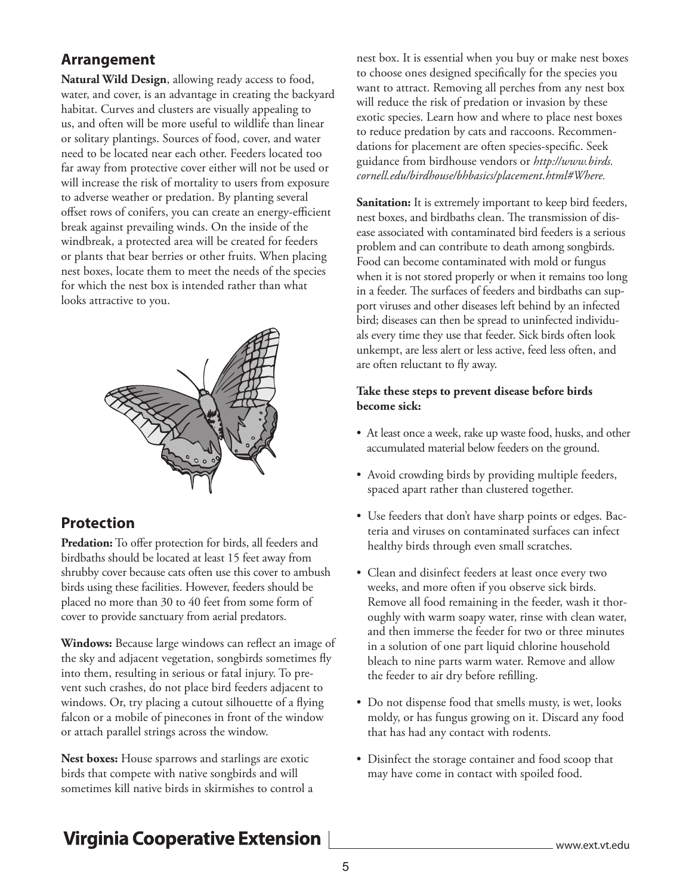## Arrangement

**Natural Wild Design**, allowing ready access to food, water, and cover, is an advantage in creating the backyard habitat. Curves and clusters are visually appealing to us, and often will be more useful to wildlife than linear or solitary plantings. Sources of food, cover, and water need to be located near each other. Feeders located too far away from protective cover either will not be used or will increase the risk of mortality to users from exposure to adverse weather or predation. By planting several offset rows of conifers, you can create an energy-efficient break against prevailing winds. On the inside of the windbreak, a protected area will be created for feeders or plants that bear berries or other fruits. When placing nest boxes, locate them to meet the needs of the species for which the nest box is intended rather than what looks attractive to you.

## Protection

**Predation:** To offer protection for birds, all feeders and birdbaths should be located at least 15 feet away from shrubby cover because cats often use this cover to ambush birds using these facilities. However, feeders should be placed no more than 30 to 40 feet from some form of cover to provide sanctuary from aerial predators.

**Windows:** Because large windows can reflect an image of the sky and adjacent vegetation, songbirds sometimes fly into them, resulting in serious or fatal injury. To prevent such crashes, do not place bird feeders adjacent to windows. Or, try placing a cutout silhouette of a flying falcon or a mobile of pinecones in front of the window or attach parallel strings across the window.

**Nest boxes:** House sparrows and starlings are exotic birds that compete with native songbirds and will sometimes kill native birds in skirmishes to control a nest box. It is essential when you buy or make nest boxes to choose ones designed specifically for the species you want to attract. Removing all perches from any nest box will reduce the risk of predation or invasion by these exotic species. Learn how and where to place nest boxes to reduce predation by cats and raccoons. Recommendations for placement are often species-specific. Seek guidance from birdhouse vendors or *http://www.birds.cornell.edu/birdhouse/bhbasics/placement.html#Where.*

**Sanitation:** It is extremely important to keep bird feeders, nest boxes, and birdbaths clean. The transmission of disease associated with contaminated bird feeders is a serious problem and can contribute to death among songbirds. Food can become contaminated with mold or fungus when it is not stored properly or when it remains too long in a feeder. The surfaces of feeders and birdbaths can support viruses and other diseases left behind by an infected bird; diseases can then be spread to uninfected individuals every time they use that feeder. Sick birds often look unkempt, are less alert or less active, feed less often, and are often reluctant to fly away.

**Take these steps to prevent disease before birds become sick:**

- At least once a week, rake up waste food, husks, and other accumulated material below feeders on the ground.
- Avoid crowding birds by providing multiple feeders, spaced apart rather than clustered together.
- Use feeders that don't have sharp points or edges. Bacteria and viruses on contaminated surfaces can infect healthy birds through even small scratches.
- Clean and disinfect feeders at least once every two weeks, and more often if you observe sick birds. Remove all food remaining in the feeder, wash it thoroughly with warm soapy water, rinse with clean water, and then immerse the feeder for two or three minutes in a solution of one part liquid chlorine household bleach to nine parts warm water. Remove and allow the feeder to air dry before refilling.
- Do not dispense food that smells musty, is wet, looks moldy, or has fungus growing on it. Discard any food that has had any contact with rodents.
- Disinfect the storage container and food scoop that may have come in contact with spoiled food.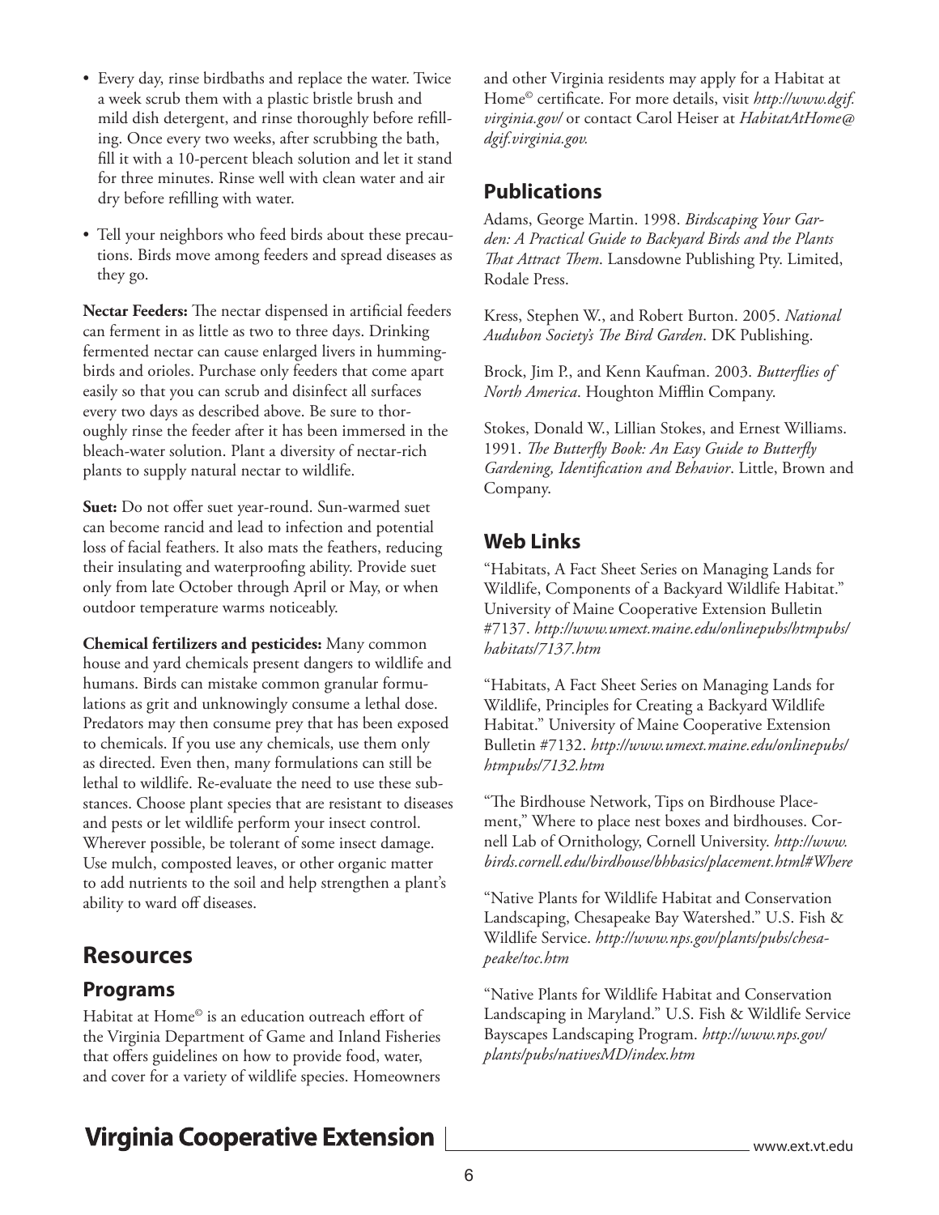- Every day, rinse birdbaths and replace the water. Twice a week scrub them with a plastic bristle brush and mild dish detergent, and rinse thoroughly before refilling. Once every two weeks, after scrubbing the bath, fill it with a 10-percent bleach solution and let it stand for three minutes. Rinse well with clean water and air dry before refilling with water.
- Tell your neighbors who feed birds about these precautions. Birds move among feeders and spread diseases as they go.

**Nectar Feeders:** The nectar dispensed in artificial feeders can ferment in as little as two to three days. Drinking fermented nectar can cause enlarged livers in hummingbirds and orioles. Purchase only feeders that come apart easily so that you can scrub and disinfect all surfaces every two days as described above. Be sure to thoroughly rinse the feeder after it has been immersed in the bleach-water solution. Plant a diversity of nectar-rich plants to supply natural nectar to wildlife.

**Suet:** Do not offer suet year-round. Sun-warmed suet can become rancid and lead to infection and potential loss of facial feathers. It also mats the feathers, reducing their insulating and waterproofing ability. Provide suet only from late October through April or May, or when outdoor temperature warms noticeably.

**Chemical fertilizers and pesticides:** Many common house and yard chemicals present dangers to wildlife and humans. Birds can mistake common granular formulations as grit and unknowingly consume a lethal dose. Predators may then consume prey that has been exposed to chemicals. If you use any chemicals, use them only as directed. Even then, many formulations can still be lethal to wildlife. Re-evaluate the need to use these substances. Choose plant species that are resistant to diseases and pests or let wildlife perform your insect control. Wherever possible, be tolerant of some insect damage. Use mulch, composted leaves, or other organic matter to add nutrients to the soil and help strengthen a plant's ability to ward off diseases.

## Resources

### Programs

Habitat at Home© is an education outreach effort of the Virginia Department of Game and Inland Fisheries that offers guidelines on how to provide food, water, and cover for a variety of wildlife species. Homeowners and other Virginia residents may apply for a Habitat at Home© certificate. For more details, visit *http://www.dgif.virginia.gov/* or contact Carol Heiser at *HabitatAtHome@dgif.virginia.gov.*

### Publications

Adams, George Martin. 1998. *Birdscaping Your Garden: A Practical Guide to Backyard Birds and the Plants That Attract Them*. Lansdowne Publishing Pty. Limited, Rodale Press.

Kress, Stephen W., and Robert Burton. 2005. *National Audubon Society's The Bird Garden*. DK Publishing.

Brock, Jim P., and Kenn Kaufman. 2003. *Butterflies of North America*. Houghton Mifflin Company.

Stokes, Donald W., Lillian Stokes, and Ernest Williams. 1991. *The Butterfly Book: An Easy Guide to Butterfly Gardening, Identification and Behavior*. Little, Brown and Company.

### Web Links

"Habitats, A Fact Sheet Series on Managing Lands for Wildlife, Components of a Backyard Wildlife Habitat." University of Maine Cooperative Extension Bulletin #7137. *http://www.umext.maine.edu/onlinepubs/htmpubs/habitats/7137.htm*

"Habitats, A Fact Sheet Series on Managing Lands for Wildlife, Principles for Creating a Backyard Wildlife Habitat." University of Maine Cooperative Extension Bulletin #7132. *http://www.umext.maine.edu/onlinepubs/htmpubs/7132.htm*

"The Birdhouse Network, Tips on Birdhouse Placement," Where to place nest boxes and birdhouses. Cornell Lab of Ornithology, Cornell University. *http://www.birds.cornell.edu/birdhouse/bhbasics/placement.html#Where*

"Native Plants for Wildlife Habitat and Conservation Landscaping, Chesapeake Bay Watershed." U.S. Fish & Wildlife Service. *http://www.nps.gov/plants/pubs/chesapeake/toc.htm*

"Native Plants for Wildlife Habitat and Conservation Landscaping in Maryland." U.S. Fish & Wildlife Service Bayscapes Landscaping Program. *http://www.nps.gov/plants/pubs/nativesMD/index.htm*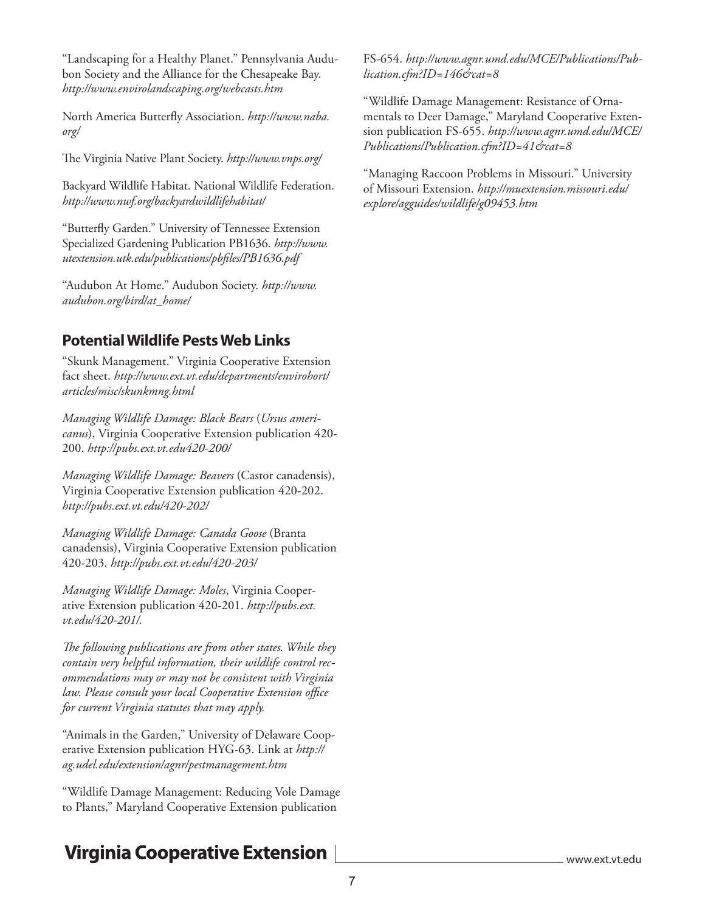"Landscaping for a Healthy Planet." Pennsylvania Audubon Society and the Alliance for the Chesapeake Bay. *http://www.envirolandscaping.org/webcasts.htm*

North America Butterfly Association. *http://www.naba.org/*

The Virginia Native Plant Society. *http://www.vnps.org/*

Backyard Wildlife Habitat. National Wildlife Federation. *http://www.nwf.org/backyardwildlifehabitat/*

"Butterfly Garden." University of Tennessee Extension Specialized Gardening Publication PB1636. *http://www.utextension.utk.edu/publications/pbfiles/PB1636.pdf*

"Audubon At Home." Audubon Society. *http://www.audubon.org/bird/at_home/*

## Potential Wildlife Pests Web Links

"Skunk Management." Virginia Cooperative Extension fact sheet. *http://www.ext.vt.edu/departments/envirohort/articles/misc/skunkmng.html*

*Managing Wildlife Damage: Black Bears* (*Ursus americanus*), Virginia Cooperative Extension publication 420-200. *http://pubs.ext.vt.edu420-200/*

*Managing Wildlife Damage: Beavers* (Castor canadensis), Virginia Cooperative Extension publication 420-202. *http://pubs.ext.vt.edu/420-202/*

*Managing Wildlife Damage: Canada Goose* (Branta canadensis), Virginia Cooperative Extension publication 420-203. *http://pubs.ext.vt.edu/420-203/*

*Managing Wildlife Damage: Moles*, Virginia Cooperative Extension publication 420-201. *http://pubs.ext.vt.edu/420-201/.*

*The following publications are from other states. While they contain very helpful information, their wildlife control recommendations may or may not be consistent with Virginia law. Please consult your local Cooperative Extension office for current Virginia statutes that may apply.*

"Animals in the Garden," University of Delaware Cooperative Extension publication HYG-63. Link at *http://ag.udel.edu/extension/agnr/pestmanagement.htm*

"Wildlife Damage Management: Reducing Vole Damage to Plants," Maryland Cooperative Extension publication FS-654. *http://www.agnr.umd.edu/MCE/Publications/Publication.cfm?ID=146&cat=8*

"Wildlife Damage Management: Resistance of Ornamentals to Deer Damage," Maryland Cooperative Extension publication FS-655. *http://www.agnr.umd.edu/MCE/Publications/Publication.cfm?ID=41&cat=8*

"Managing Raccoon Problems in Missouri." University of Missouri Extension. *http://muextension.missouri.edu/explore/agguides/wildlife/g09453.htm*